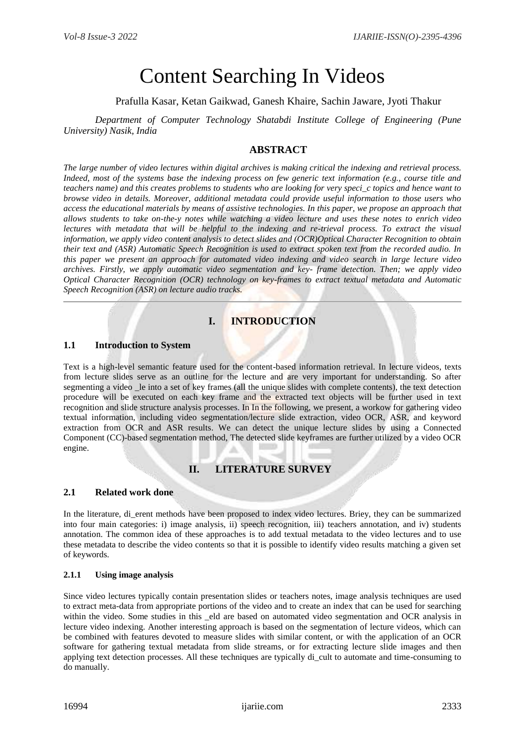# Content Searching In Videos

Prafulla Kasar, Ketan Gaikwad, Ganesh Khaire, Sachin Jaware, Jyoti Thakur

*Department of Computer Technology Shatabdi Institute College of Engineering (Pune University) Nasik, India*

## ABSTRACT

*The large number of video lectures within digital archives is making critical the indexing and retrieval process. Indeed, most of the systems base the indexing process on few generic text information (e.g., course title and teachers name) and this creates problems to students who are looking for very speci_c topics and hence want to browse video in details. Moreover, additional metadata could provide useful information to those users who access the educational materials by means of assistive technologies. In this paper, we propose an approach that allows students to take on-the-y notes while watching a video lecture and uses these notes to enrich video lectures with metadata that will be helpful to the indexing and re-trieval process. To extract the visual information, we apply video content analysis to detect slides and (OCR)Optical Character Recognition to obtain their text and (ASR) Automatic Speech Recognition is used to extract spoken text from the recorded audio. In this paper we present an approach for automated video indexing and video search in large lecture video archives. Firstly, we apply automatic video segmentation and key- frame detection. Then; we apply video Optical Character Recognition (OCR) technology on key-frames to extract textual metadata and Automatic Speech Recognition (ASR) on lecture audio tracks.*

## I. INTRODUCTION

### 1.1 Introduction to System

Text is a high-level semantic feature used for the content-based information retrieval. In lecture videos, texts from lecture slides serve as an outline for the lecture and are very important for understanding. So after segmenting a video _le into a set of key frames (all the unique slides with complete contents), the text detection procedure will be executed on each key frame and the extracted text objects will be further used in text recognition and slide structure analysis processes. In In the following, we present, a workow for gathering video textual information, including video segmentation/lecture slide extraction, video OCR, ASR, and keyword extraction from OCR and ASR results. We can detect the unique lecture slides by using a Connected Component (CC)-based segmentation method, The detected slide keyframes are further utilized by a video OCR engine.

## II. LITERATURE SURVEY

### 2.1 Related work done

In the literature, di_erent methods have been proposed to index video lectures. Briey, they can be summarized into four main categories: i) image analysis, ii) speech recognition, iii) teachers annotation, and iv) students annotation. The common idea of these approaches is to add textual metadata to the video lectures and to use these metadata to describe the video contents so that it is possible to identify video results matching a given set of keywords.

#### 2.1.1 Using image analysis

Since video lectures typically contain presentation slides or teachers notes, image analysis techniques are used to extract meta-data from appropriate portions of the video and to create an index that can be used for searching within the video. Some studies in this _eld are based on automated video segmentation and OCR analysis in lecture video indexing. Another interesting approach is based on the segmentation of lecture videos, which can be combined with features devoted to measure slides with similar content, or with the application of an OCR software for gathering textual metadata from slide streams, or for extracting lecture slide images and then applying text detection processes. All these techniques are typically di_cult to automate and time-consuming to do manually.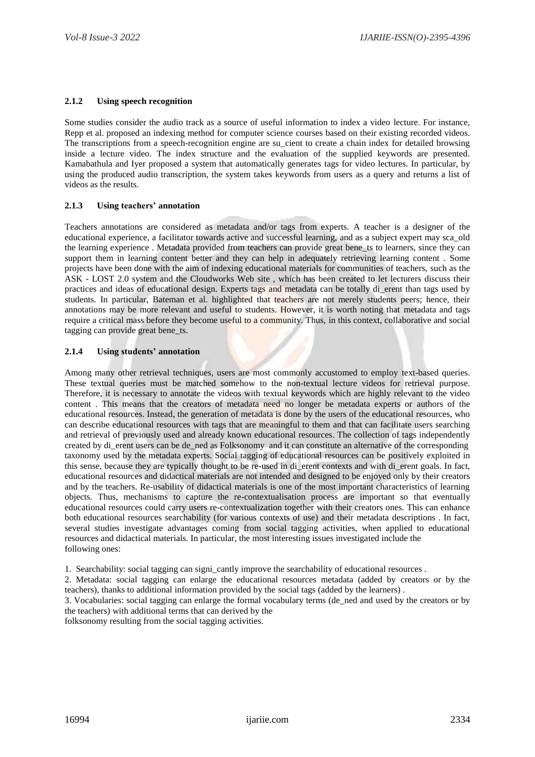#### 2.1.2 Using speech recognition

Some studies consider the audio track as a source of useful information to index a video lecture. For instance, Repp et al. proposed an indexing method for computer science courses based on their existing recorded videos. The transcriptions from a speech-recognition engine are su_cient to create a chain index for detailed browsing inside a lecture video. The index structure and the evaluation of the supplied keywords are presented. Kamabathula and Iyer proposed a system that automatically generates tags for video lectures. In particular, by using the produced audio transcription, the system takes keywords from users as a query and returns a list of videos as the results.

#### 2.1.3 Using teachers' annotation

Teachers annotations are considered as metadata and/or tags from experts. A teacher is a designer of the educational experience, a facilitator towards active and successful learning, and as a subject expert may sca_old the learning experience . Metadata provided from teachers can provide great bene_ts to learners, since they can support them in learning content better and they can help in adequately retrieving learning content . Some projects have been done with the aim of indexing educational materials for communities of teachers, such as the ASK - LOST 2.0 system and the Cloudworks Web site , which has been created to let lecturers discuss their practices and ideas of educational design. Experts tags and metadata can be totally di_erent than tags used by students. In particular, Bateman et al. highlighted that teachers are not merely students peers; hence, their annotations may be more relevant and useful to students. However, it is worth noting that metadata and tags require a critical mass before they become useful to a community. Thus, in this context, collaborative and social tagging can provide great bene_ts.

#### 2.1.4 Using students' annotation

Among many other retrieval techniques, users are most commonly accustomed to employ text-based queries. These textual queries must be matched somehow to the non-textual lecture videos for retrieval purpose. Therefore, it is necessary to annotate the videos with textual keywords which are highly relevant to the video content . This means that the creators of metadata need no longer be metadata experts or authors of the educational resources. Instead, the generation of metadata is done by the users of the educational resources, who can describe educational resources with tags that are meaningful to them and that can facilitate users searching and retrieval of previously used and already known educational resources. The collection of tags independently created by di_erent users can be de_ned as Folksonomy and it can constitute an alternative of the corresponding taxonomy used by the metadata experts. Social tagging of educational resources can be positively exploited in this sense, because they are typically thought to be re-used in di_erent contexts and with di_erent goals. In fact, educational resources and didactical materials are not intended and designed to be enjoyed only by their creators and by the teachers. Re-usability of didactical materials is one of the most important characteristics of learning objects. Thus, mechanisms to capture the re-contextualisation process are important so that eventually educational resources could carry users re-contextualization together with their creators ones. This can enhance both educational resources searchability (for various contexts of use) and their metadata descriptions . In fact, several studies investigate advantages coming from social tagging activities, when applied to educational resources and didactical materials. In particular, the most interesting issues investigated include the following ones:

1. Searchability: social tagging can signi_cantly improve the searchability of educational resources .
2. Metadata: social tagging can enlarge the educational resources metadata (added by creators or by the teachers), thanks to additional information provided by the social tags (added by the learners) .
3. Vocabularies: social tagging can enlarge the formal vocabulary terms (de_ned and used by the creators or by the teachers) with additional terms that can derived by the folksonomy resulting from the social tagging activities.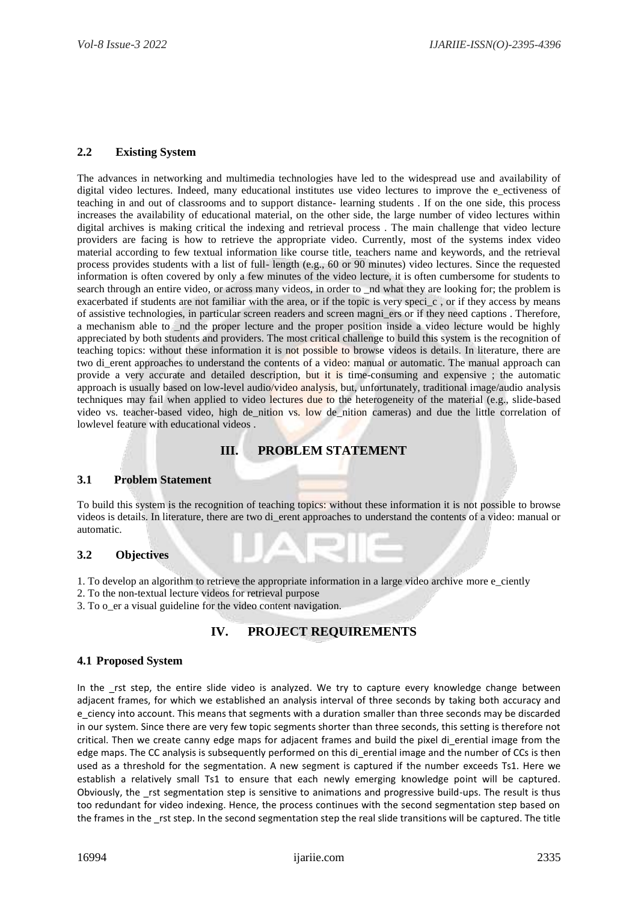### 2.2 Existing System

The advances in networking and multimedia technologies have led to the widespread use and availability of digital video lectures. Indeed, many educational institutes use video lectures to improve the e_ectiveness of teaching in and out of classrooms and to support distance- learning students . If on the one side, this process increases the availability of educational material, on the other side, the large number of video lectures within digital archives is making critical the indexing and retrieval process . The main challenge that video lecture providers are facing is how to retrieve the appropriate video. Currently, most of the systems index video material according to few textual information like course title, teachers name and keywords, and the retrieval process provides students with a list of full- length (e.g., 60 or 90 minutes) video lectures. Since the requested information is often covered by only a few minutes of the video lecture, it is often cumbersome for students to search through an entire video, or across many videos, in order to _nd what they are looking for; the problem is exacerbated if students are not familiar with the area, or if the topic is very speci_c , or if they access by means of assistive technologies, in particular screen readers and screen magni_ers or if they need captions . Therefore, a mechanism able to _nd the proper lecture and the proper position inside a video lecture would be highly appreciated by both students and providers. The most critical challenge to build this system is the recognition of teaching topics: without these information it is not possible to browse videos is details. In literature, there are two di_erent approaches to understand the contents of a video: manual or automatic. The manual approach can provide a very accurate and detailed description, but it is time-consuming and expensive ; the automatic approach is usually based on low-level audio/video analysis, but, unfortunately, traditional image/audio analysis techniques may fail when applied to video lectures due to the heterogeneity of the material (e.g., slide-based video vs. teacher-based video, high de_nition vs. low de_nition cameras) and due the little correlation of lowlevel feature with educational videos .

## III. PROBLEM STATEMENT

### 3.1 Problem Statement

To build this system is the recognition of teaching topics: without these information it is not possible to browse videos is details. In literature, there are two di_erent approaches to understand the contents of a video: manual or automatic.

### 3.2 Objectives

1. To develop an algorithm to retrieve the appropriate information in a large video archive more e_ciently
2. To the non-textual lecture videos for retrieval purpose
3. To o_er a visual guideline for the video content navigation.

## IV. PROJECT REQUIREMENTS

### 4.1 Proposed System

In the _rst step, the entire slide video is analyzed. We try to capture every knowledge change between adjacent frames, for which we established an analysis interval of three seconds by taking both accuracy and e_ciency into account. This means that segments with a duration smaller than three seconds may be discarded in our system. Since there are very few topic segments shorter than three seconds, this setting is therefore not critical. Then we create canny edge maps for adjacent frames and build the pixel di_erential image from the edge maps. The CC analysis is subsequently performed on this di_erential image and the number of CCs is then used as a threshold for the segmentation. A new segment is captured if the number exceeds Ts1. Here we establish a relatively small Ts1 to ensure that each newly emerging knowledge point will be captured. Obviously, the _rst segmentation step is sensitive to animations and progressive build-ups. The result is thus too redundant for video indexing. Hence, the process continues with the second segmentation step based on the frames in the _rst step. In the second segmentation step the real slide transitions will be captured. The title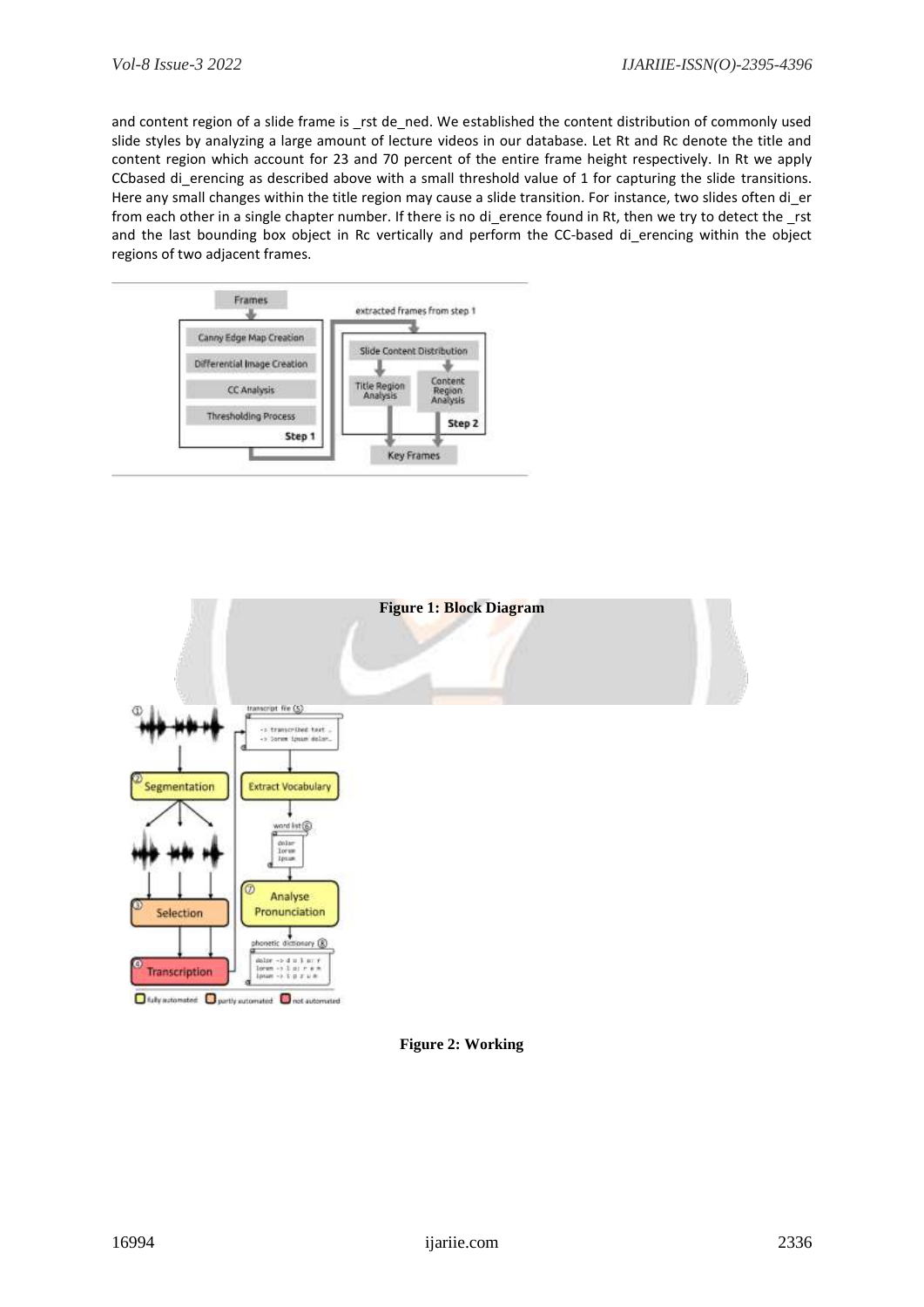and content region of a slide frame is _rst de_ned. We established the content distribution of commonly used slide styles by analyzing a large amount of lecture videos in our database. Let Rt and Rc denote the title and content region which account for 23 and 70 percent of the entire frame height respectively. In Rt we apply CCbased di_erencing as described above with a small threshold value of 1 for capturing the slide transitions. Here any small changes within the title region may cause a slide transition. For instance, two slides often di_er from each other in a single chapter number. If there is no di_erence found in Rt, then we try to detect the _rst and the last bounding box object in Rc vertically and perform the CC-based di_erencing within the object regions of two adjacent frames.

**Figure 1: Block Diagram**

**Figure 2: Working**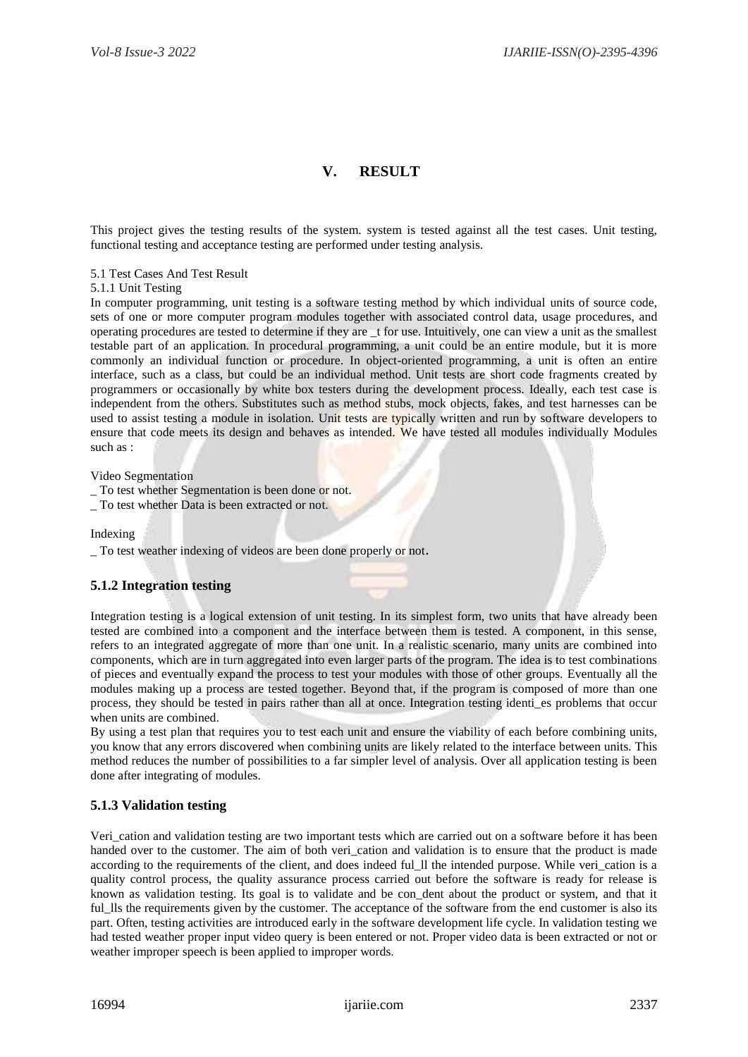# V. RESULT

This project gives the testing results of the system. system is tested against all the test cases. Unit testing, functional testing and acceptance testing are performed under testing analysis.

5.1 Test Cases And Test Result

5.1.1 Unit Testing

In computer programming, unit testing is a software testing method by which individual units of source code, sets of one or more computer program modules together with associated control data, usage procedures, and operating procedures are tested to determine if they are _t for use. Intuitively, one can view a unit as the smallest testable part of an application. In procedural programming, a unit could be an entire module, but it is more commonly an individual function or procedure. In object-oriented programming, a unit is often an entire interface, such as a class, but could be an individual method. Unit tests are short code fragments created by programmers or occasionally by white box testers during the development process. Ideally, each test case is independent from the others. Substitutes such as method stubs, mock objects, fakes, and test harnesses can be used to assist testing a module in isolation. Unit tests are typically written and run by software developers to ensure that code meets its design and behaves as intended. We have tested all modules individually Modules such as :

Video Segmentation

_ To test whether Segmentation is been done or not.

_ To test whether Data is been extracted or not.

Indexing

_ To test weather indexing of videos are been done properly or not.

### 5.1.2 Integration testing

Integration testing is a logical extension of unit testing. In its simplest form, two units that have already been tested are combined into a component and the interface between them is tested. A component, in this sense, refers to an integrated aggregate of more than one unit. In a realistic scenario, many units are combined into components, which are in turn aggregated into even larger parts of the program. The idea is to test combinations of pieces and eventually expand the process to test your modules with those of other groups. Eventually all the modules making up a process are tested together. Beyond that, if the program is composed of more than one process, they should be tested in pairs rather than all at once. Integration testing identi_es problems that occur when units are combined.

By using a test plan that requires you to test each unit and ensure the viability of each before combining units, you know that any errors discovered when combining units are likely related to the interface between units. This method reduces the number of possibilities to a far simpler level of analysis. Over all application testing is been done after integrating of modules.

### 5.1.3 Validation testing

Veri_cation and validation testing are two important tests which are carried out on a software before it has been handed over to the customer. The aim of both veri_cation and validation is to ensure that the product is made according to the requirements of the client, and does indeed ful_ll the intended purpose. While veri_cation is a quality control process, the quality assurance process carried out before the software is ready for release is known as validation testing. Its goal is to validate and be con_dent about the product or system, and that it ful_lls the requirements given by the customer. The acceptance of the software from the end customer is also its part. Often, testing activities are introduced early in the software development life cycle. In validation testing we had tested weather proper input video query is been entered or not. Proper video data is been extracted or not or weather improper speech is been applied to improper words.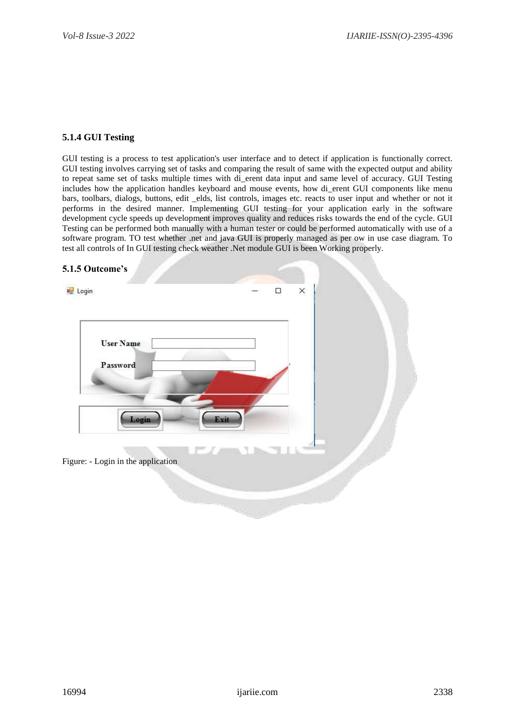### 5.1.4 GUI Testing

GUI testing is a process to test application's user interface and to detect if application is functionally correct. GUI testing involves carrying set of tasks and comparing the result of same with the expected output and ability to repeat same set of tasks multiple times with di_erent data input and same level of accuracy. GUI Testing includes how the application handles keyboard and mouse events, how di_erent GUI components like menu bars, toolbars, dialogs, buttons, edit _elds, list controls, images etc. reacts to user input and whether or not it performs in the desired manner. Implementing GUI testing for your application early in the software development cycle speeds up development improves quality and reduces risks towards the end of the cycle. GUI Testing can be performed both manually with a human tester or could be performed automatically with use of a software program. TO test whether .net and java GUI is properly managed as per ow in use case diagram. To test all controls of In GUI testing check weather .Net module GUI is been Working properly.

### 5.1.5 Outcome's

Figure: - Login in the application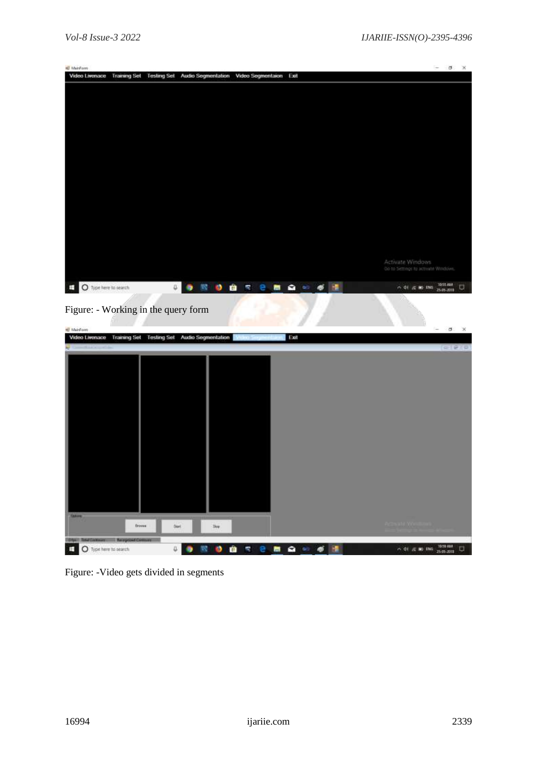Figure: - Working in the query form

Figure: -Video gets divided in segments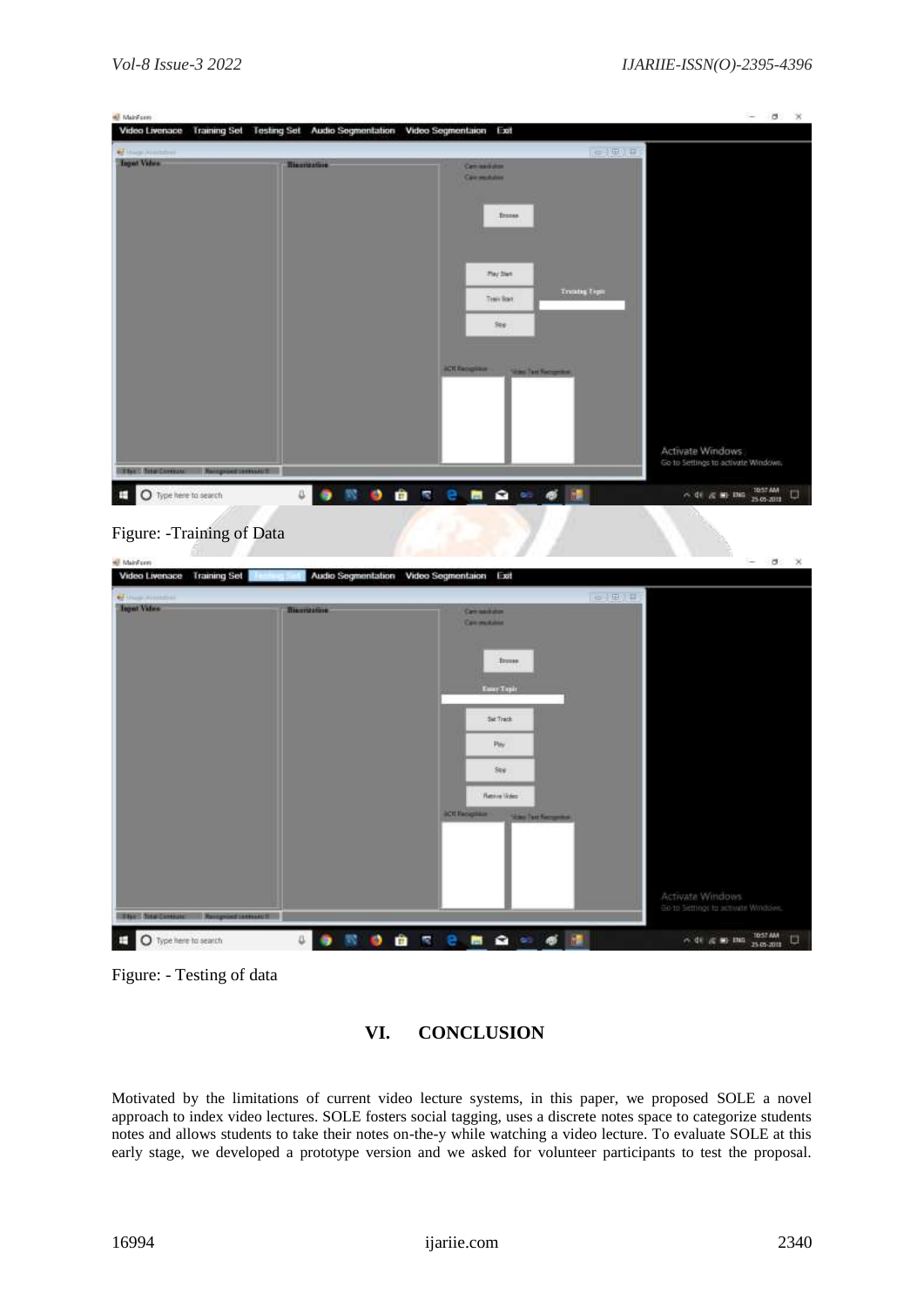Figure: -Training of Data

Figure: - Testing of data

## VI. CONCLUSION

Motivated by the limitations of current video lecture systems, in this paper, we proposed SOLE a novel approach to index video lectures. SOLE fosters social tagging, uses a discrete notes space to categorize students notes and allows students to take their notes on-the-y while watching a video lecture. To evaluate SOLE at this early stage, we developed a prototype version and we asked for volunteer participants to test the proposal.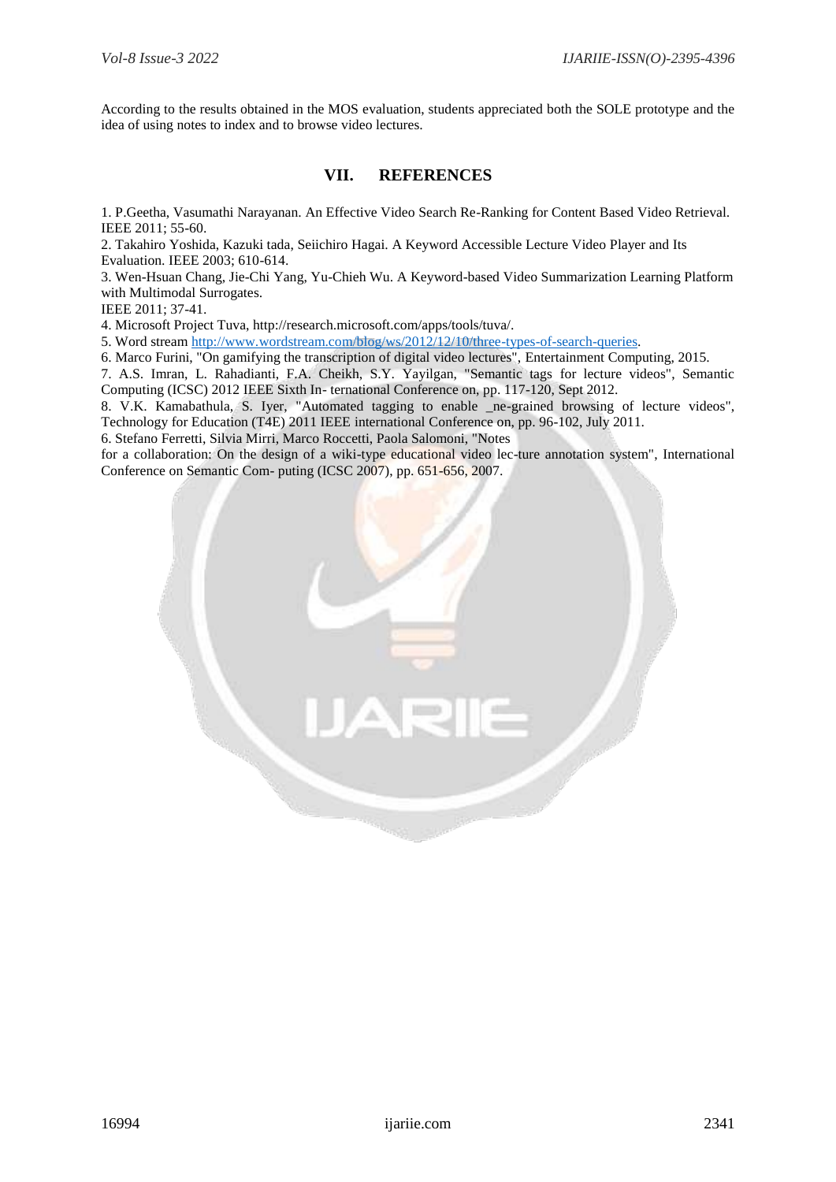According to the results obtained in the MOS evaluation, students appreciated both the SOLE prototype and the idea of using notes to index and to browse video lectures.

## VII. REFERENCES

1. P.Geetha, Vasumathi Narayanan. An Effective Video Search Re-Ranking for Content Based Video Retrieval. IEEE 2011; 55-60.
2. Takahiro Yoshida, Kazuki tada, Seiichiro Hagai. A Keyword Accessible Lecture Video Player and Its Evaluation. IEEE 2003; 610-614.
3. Wen-Hsuan Chang, Jie-Chi Yang, Yu-Chieh Wu. A Keyword-based Video Summarization Learning Platform with Multimodal Surrogates.
IEEE 2011; 37-41.
4. Microsoft Project Tuva, http://research.microsoft.com/apps/tools/tuva/.
5. Word stream http://www.wordstream.com/blog/ws/2012/12/10/three-types-of-search-queries.
6. Marco Furini, "On gamifying the transcription of digital video lectures", Entertainment Computing, 2015.
7. A.S. Imran, L. Rahadianti, F.A. Cheikh, S.Y. Yayilgan, "Semantic tags for lecture videos", Semantic Computing (ICSC) 2012 IEEE Sixth In- ternational Conference on, pp. 117-120, Sept 2012.
8. V.K. Kamabathula, S. Iyer, "Automated tagging to enable _ne-grained browsing of lecture videos", Technology for Education (T4E) 2011 IEEE international Conference on, pp. 96-102, July 2011.
6. Stefano Ferretti, Silvia Mirri, Marco Roccetti, Paola Salomoni, "Notes for a collaboration: On the design of a wiki-type educational video lec-ture annotation system", International Conference on Semantic Com- puting (ICSC 2007), pp. 651-656, 2007.